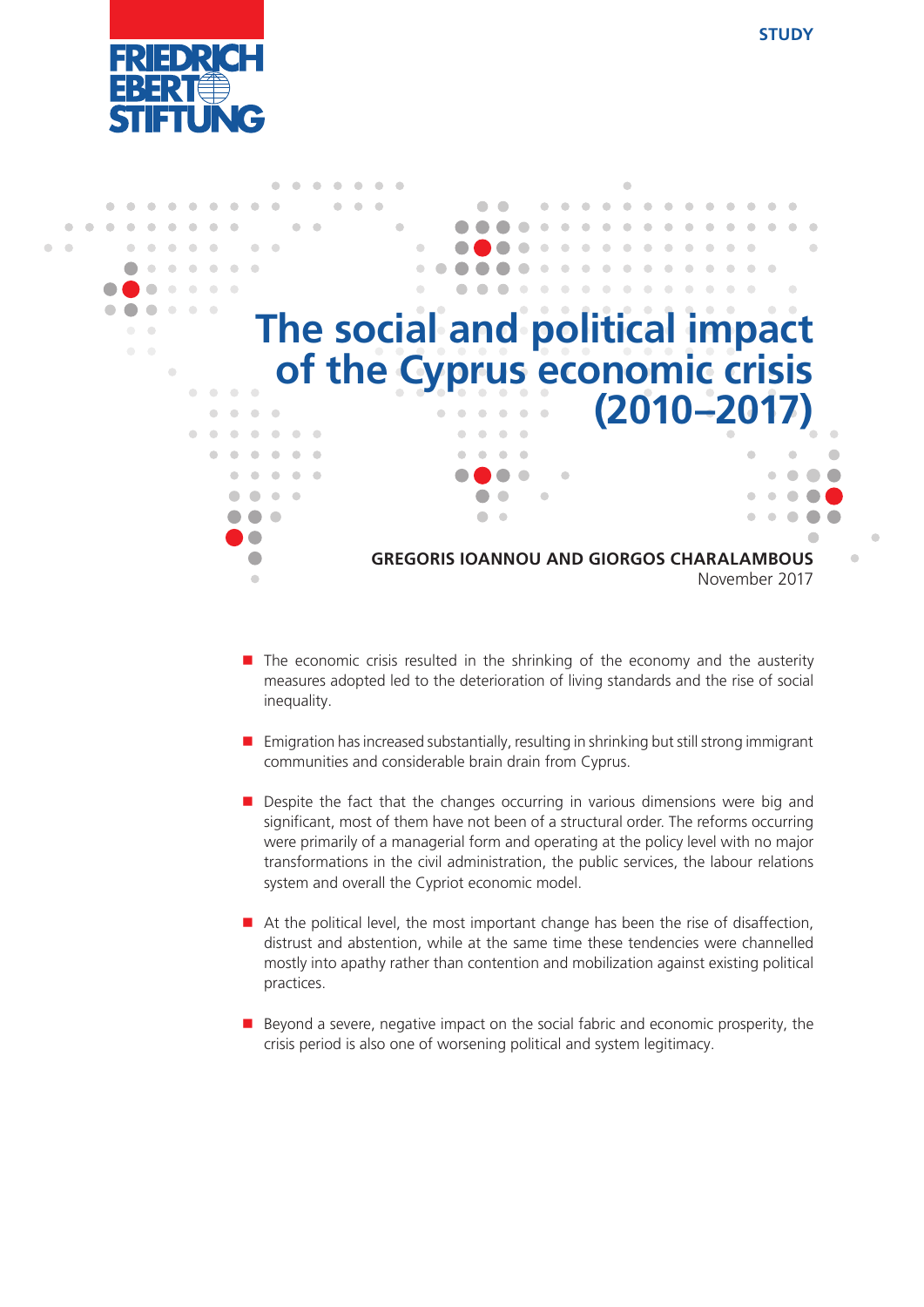FRIEDRICH EBERT STIFTUNG

STUDY

# The social and political impact of the Cyprus economic crisis (2010–2017)

**GREGORIS IOANNOU AND GIORGOS CHARALAMBOUS**
November 2017

- The economic crisis resulted in the shrinking of the economy and the austerity measures adopted led to the deterioration of living standards and the rise of social inequality.

- Emigration has increased substantially, resulting in shrinking but still strong immigrant communities and considerable brain drain from Cyprus.

- Despite the fact that the changes occurring in various dimensions were big and significant, most of them have not been of a structural order. The reforms occurring were primarily of a managerial form and operating at the policy level with no major transformations in the civil administration, the public services, the labour relations system and overall the Cypriot economic model.

- At the political level, the most important change has been the rise of disaffection, distrust and abstention, while at the same time these tendencies were channelled mostly into apathy rather than contention and mobilization against existing political practices.

- Beyond a severe, negative impact on the social fabric and economic prosperity, the crisis period is also one of worsening political and system legitimacy.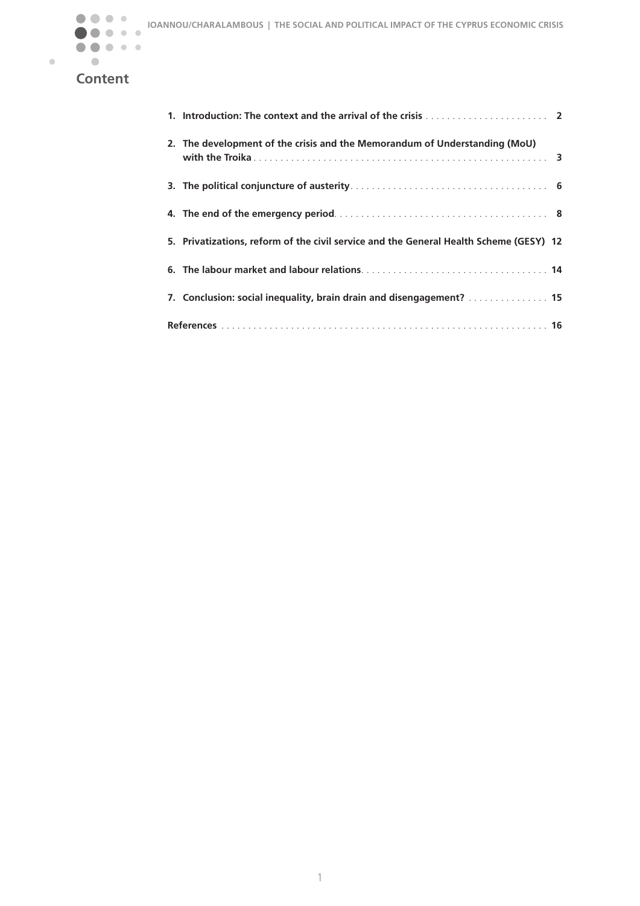# Content

1. **Introduction: The context and the arrival of the crisis** . . . . . . . . . . . . . . . . . . . . . . . . 2
2. **The development of the crisis and the Memorandum of Understanding (MoU) with the Troika** . . . . . . . . . . . . . . . . . . . . . . . . . . . . . . . . . . . . . . . . . . . . . . . . . . . . . 3
3. **The political conjuncture of austerity** . . . . . . . . . . . . . . . . . . . . . . . . . . . . . . . . . . . . . 6
4. **The end of the emergency period** . . . . . . . . . . . . . . . . . . . . . . . . . . . . . . . . . . . . . . . 8
5. **Privatizations, reform of the civil service and the General Health Scheme (GESY)** 12
6. **The labour market and labour relations** . . . . . . . . . . . . . . . . . . . . . . . . . . . . . . . . . . 14
7. **Conclusion: social inequality, brain drain and disengagement?** . . . . . . . . . . . . . . . 15

**References** . . . . . . . . . . . . . . . . . . . . . . . . . . . . . . . . . . . . . . . . . . . . . . . . . . . . . . . . . . . . . 16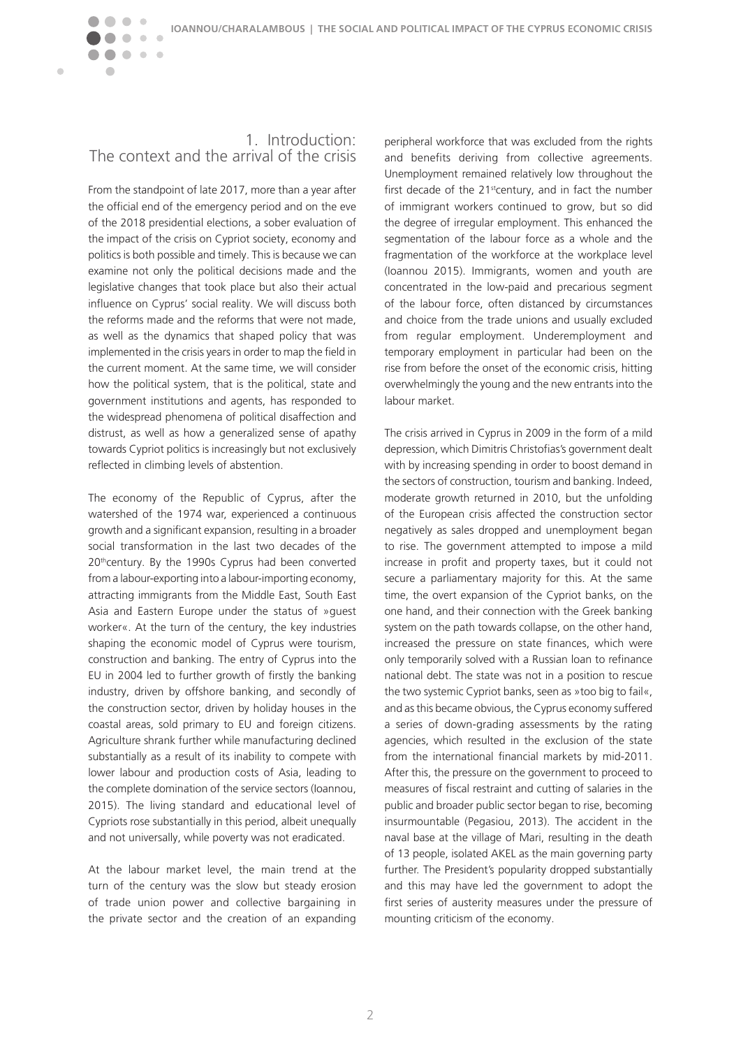## 1. Introduction: The context and the arrival of the crisis

From the standpoint of late 2017, more than a year after the official end of the emergency period and on the eve of the 2018 presidential elections, a sober evaluation of the impact of the crisis on Cypriot society, economy and politics is both possible and timely. This is because we can examine not only the political decisions made and the legislative changes that took place but also their actual influence on Cyprus' social reality. We will discuss both the reforms made and the reforms that were not made, as well as the dynamics that shaped policy that was implemented in the crisis years in order to map the field in the current moment. At the same time, we will consider how the political system, that is the political, state and government institutions and agents, has responded to the widespread phenomena of political disaffection and distrust, as well as how a generalized sense of apathy towards Cypriot politics is increasingly but not exclusively reflected in climbing levels of abstention.

The economy of the Republic of Cyprus, after the watershed of the 1974 war, experienced a continuous growth and a significant expansion, resulting in a broader social transformation in the last two decades of the 20th century. By the 1990s Cyprus had been converted from a labour-exporting into a labour-importing economy, attracting immigrants from the Middle East, South East Asia and Eastern Europe under the status of »guest worker«. At the turn of the century, the key industries shaping the economic model of Cyprus were tourism, construction and banking. The entry of Cyprus into the EU in 2004 led to further growth of firstly the banking industry, driven by offshore banking, and secondly of the construction sector, driven by holiday houses in the coastal areas, sold primary to EU and foreign citizens. Agriculture shrank further while manufacturing declined substantially as a result of its inability to compete with lower labour and production costs of Asia, leading to the complete domination of the service sectors (Ioannou, 2015). The living standard and educational level of Cypriots rose substantially in this period, albeit unequally and not universally, while poverty was not eradicated.

At the labour market level, the main trend at the turn of the century was the slow but steady erosion of trade union power and collective bargaining in the private sector and the creation of an expanding peripheral workforce that was excluded from the rights and benefits deriving from collective agreements. Unemployment remained relatively low throughout the first decade of the 21st century, and in fact the number of immigrant workers continued to grow, but so did the degree of irregular employment. This enhanced the segmentation of the labour force as a whole and the fragmentation of the workforce at the workplace level (Ioannou 2015). Immigrants, women and youth are concentrated in the low-paid and precarious segment of the labour force, often distanced by circumstances and choice from the trade unions and usually excluded from regular employment. Underemployment and temporary employment in particular had been on the rise from before the onset of the economic crisis, hitting overwhelmingly the young and the new entrants into the labour market.

The crisis arrived in Cyprus in 2009 in the form of a mild depression, which Dimitris Christofias's government dealt with by increasing spending in order to boost demand in the sectors of construction, tourism and banking. Indeed, moderate growth returned in 2010, but the unfolding of the European crisis affected the construction sector negatively as sales dropped and unemployment began to rise. The government attempted to impose a mild increase in profit and property taxes, but it could not secure a parliamentary majority for this. At the same time, the overt expansion of the Cypriot banks, on the one hand, and their connection with the Greek banking system on the path towards collapse, on the other hand, increased the pressure on state finances, which were only temporarily solved with a Russian loan to refinance national debt. The state was not in a position to rescue the two systemic Cypriot banks, seen as »too big to fail«, and as this became obvious, the Cyprus economy suffered a series of down-grading assessments by the rating agencies, which resulted in the exclusion of the state from the international financial markets by mid-2011. After this, the pressure on the government to proceed to measures of fiscal restraint and cutting of salaries in the public and broader public sector began to rise, becoming insurmountable (Pegasiou, 2013). The accident in the naval base at the village of Mari, resulting in the death of 13 people, isolated AKEL as the main governing party further. The President's popularity dropped substantially and this may have led the government to adopt the first series of austerity measures under the pressure of mounting criticism of the economy.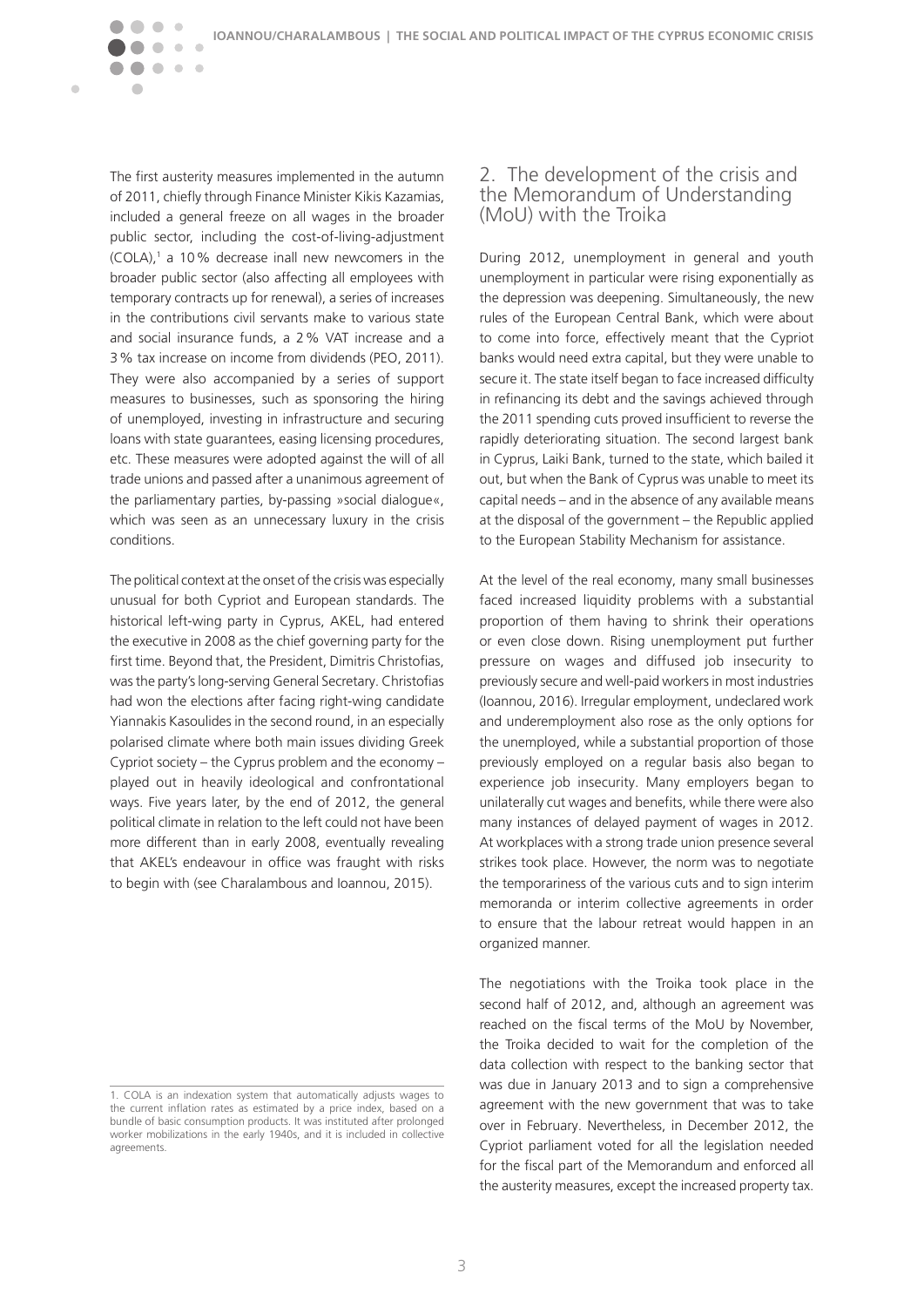The first austerity measures implemented in the autumn of 2011, chiefly through Finance Minister Kikis Kazamias, included a general freeze on all wages in the broader public sector, including the cost-of-living-adjustment (COLA),[1] a 10% decrease inall new newcomers in the broader public sector (also affecting all employees with temporary contracts up for renewal), a series of increases in the contributions civil servants make to various state and social insurance funds, a 2% VAT increase and a 3% tax increase on income from dividends (PEO, 2011). They were also accompanied by a series of support measures to businesses, such as sponsoring the hiring of unemployed, investing in infrastructure and securing loans with state guarantees, easing licensing procedures, etc. These measures were adopted against the will of all trade unions and passed after a unanimous agreement of the parliamentary parties, by-passing »social dialogue«, which was seen as an unnecessary luxury in the crisis conditions.

The political context at the onset of the crisis was especially unusual for both Cypriot and European standards. The historical left-wing party in Cyprus, AKEL, had entered the executive in 2008 as the chief governing party for the first time. Beyond that, the President, Dimitris Christofias, was the party's long-serving General Secretary. Christofias had won the elections after facing right-wing candidate Yiannakis Kasoulides in the second round, in an especially polarised climate where both main issues dividing Greek Cypriot society – the Cyprus problem and the economy – played out in heavily ideological and confrontational ways. Five years later, by the end of 2012, the general political climate in relation to the left could not have been more different than in early 2008, eventually revealing that AKEL's endeavour in office was fraught with risks to begin with (see Charalambous and Ioannou, 2015).

1. COLA is an indexation system that automatically adjusts wages to the current inflation rates as estimated by a price index, based on a bundle of basic consumption products. It was instituted after prolonged worker mobilizations in the early 1940s, and it is included in collective agreements.

## 2. The development of the crisis and the Memorandum of Understanding (MoU) with the Troika

During 2012, unemployment in general and youth unemployment in particular were rising exponentially as the depression was deepening. Simultaneously, the new rules of the European Central Bank, which were about to come into force, effectively meant that the Cypriot banks would need extra capital, but they were unable to secure it. The state itself began to face increased difficulty in refinancing its debt and the savings achieved through the 2011 spending cuts proved insufficient to reverse the rapidly deteriorating situation. The second largest bank in Cyprus, Laiki Bank, turned to the state, which bailed it out, but when the Bank of Cyprus was unable to meet its capital needs – and in the absence of any available means at the disposal of the government – the Republic applied to the European Stability Mechanism for assistance.

At the level of the real economy, many small businesses faced increased liquidity problems with a substantial proportion of them having to shrink their operations or even close down. Rising unemployment put further pressure on wages and diffused job insecurity to previously secure and well-paid workers in most industries (Ioannou, 2016). Irregular employment, undeclared work and underemployment also rose as the only options for the unemployed, while a substantial proportion of those previously employed on a regular basis also began to experience job insecurity. Many employers began to unilaterally cut wages and benefits, while there were also many instances of delayed payment of wages in 2012. At workplaces with a strong trade union presence several strikes took place. However, the norm was to negotiate the temporariness of the various cuts and to sign interim memoranda or interim collective agreements in order to ensure that the labour retreat would happen in an organized manner.

The negotiations with the Troika took place in the second half of 2012, and, although an agreement was reached on the fiscal terms of the MoU by November, the Troika decided to wait for the completion of the data collection with respect to the banking sector that was due in January 2013 and to sign a comprehensive agreement with the new government that was to take over in February. Nevertheless, in December 2012, the Cypriot parliament voted for all the legislation needed for the fiscal part of the Memorandum and enforced all the austerity measures, except the increased property tax.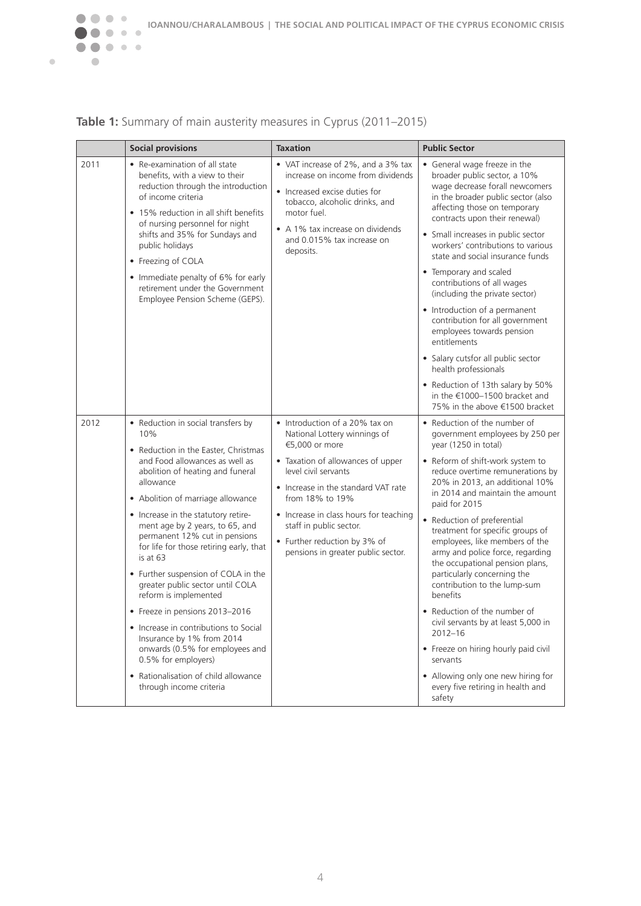**Table 1:** Summary of main austerity measures in Cyprus (2011–2015)

| | Social provisions | Taxation | Public Sector |
|---|---|---|---|
| 2011 | • Re-examination of all state benefits, with a view to their reduction through the introduction of income criteria<br>• 15% reduction in all shift benefits of nursing personnel for night shifts and 35% for Sundays and public holidays<br>• Freezing of COLA<br>• Immediate penalty of 6% for early retirement under the Government Employee Pension Scheme (GEPS). | • VAT increase of 2%, and a 3% tax increase on income from dividends<br>• Increased excise duties for tobacco, alcoholic drinks, and motor fuel.<br>• A 1% tax increase on dividends and 0.015% tax increase on deposits. | • General wage freeze in the broader public sector, a 10% wage decrease forall newcomers in the broader public sector (also affecting those on temporary contracts upon their renewal)<br>• Small increases in public sector workers' contributions to various state and social insurance funds<br>• Temporary and scaled contributions of all wages (including the private sector)<br>• Introduction of a permanent contribution for all government employees towards pension entitlements<br>• Salary cutsfor all public sector health professionals<br>• Reduction of 13th salary by 50% in the €1000–1500 bracket and 75% in the above €1500 bracket |
| 2012 | • Reduction in social transfers by 10%<br>• Reduction in the Easter, Christmas and Food allowances as well as abolition of heating and funeral allowance<br>• Abolition of marriage allowance<br>• Increase in the statutory retirement age by 2 years, to 65, and permanent 12% cut in pensions for life for those retiring early, that is at 63<br>• Further suspension of COLA in the greater public sector until COLA reform is implemented<br>• Freeze in pensions 2013–2016<br>• Increase in contributions to Social Insurance by 1% from 2014 onwards (0.5% for employees and 0.5% for employers)<br>• Rationalisation of child allowance through income criteria | • Introduction of a 20% tax on National Lottery winnings of €5,000 or more<br>• Taxation of allowances of upper level civil servants<br>• Increase in the standard VAT rate from 18% to 19%<br>• Increase in class hours for teaching staff in public sector.<br>• Further reduction by 3% of pensions in greater public sector. | • Reduction of the number of government employees by 250 per year (1250 in total)<br>• Reform of shift-work system to reduce overtime remunerations by 20% in 2013, an additional 10% in 2014 and maintain the amount paid for 2015<br>• Reduction of preferential treatment for specific groups of employees, like members of the army and police force, regarding the occupational pension plans, particularly concerning the contribution to the lump-sum benefits<br>• Reduction of the number of civil servants by at least 5,000 in 2012–16<br>• Freeze on hiring hourly paid civil servants<br>• Allowing only one new hiring for every five retiring in health and safety |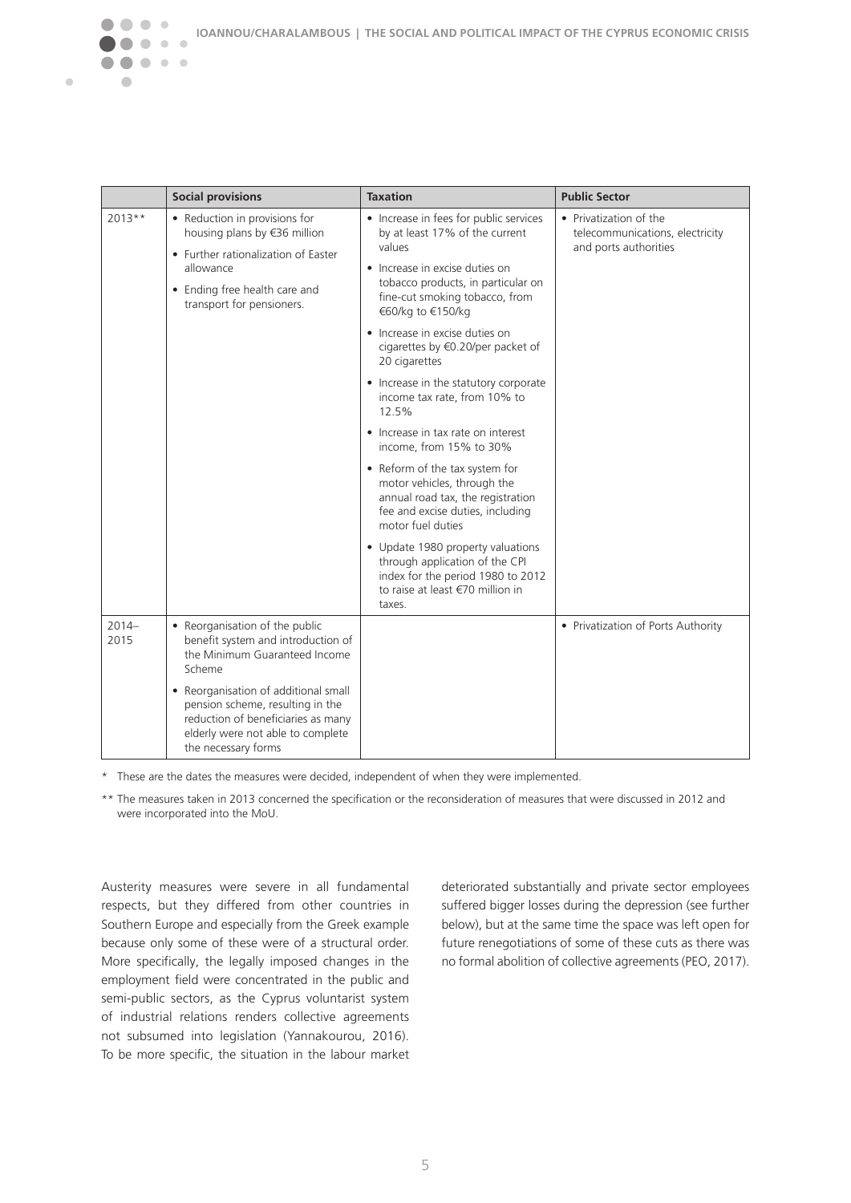| | Social provisions | Taxation | Public Sector |
|---|---|---|---|
| 2013** | • Reduction in provisions for housing plans by €36 million<br>• Further rationalization of Easter allowance<br>• Ending free health care and transport for pensioners. | • Increase in fees for public services by at least 17% of the current values<br>• Increase in excise duties on tobacco products, in particular on fine-cut smoking tobacco, from €60/kg to €150/kg<br>• Increase in excise duties on cigarettes by €0.20/per packet of 20 cigarettes<br>• Increase in the statutory corporate income tax rate, from 10% to 12.5%<br>• Increase in tax rate on interest income, from 15% to 30%<br>• Reform of the tax system for motor vehicles, through the annual road tax, the registration fee and excise duties, including motor fuel duties<br>• Update 1980 property valuations through application of the CPI index for the period 1980 to 2012 to raise at least €70 million in taxes. | • Privatization of the telecommunications, electricity and ports authorities |
| 2014–2015 | • Reorganisation of the public benefit system and introduction of the Minimum Guaranteed Income Scheme<br>• Reorganisation of additional small pension scheme, resulting in the reduction of beneficiaries as many elderly were not able to complete the necessary forms | | • Privatization of Ports Authority |

\* These are the dates the measures were decided, independent of when they were implemented.

** The measures taken in 2013 concerned the specification or the reconsideration of measures that were discussed in 2012 and were incorporated into the MoU.

Austerity measures were severe in all fundamental respects, but they differed from other countries in Southern Europe and especially from the Greek example because only some of these were of a structural order. More specifically, the legally imposed changes in the employment field were concentrated in the public and semi-public sectors, as the Cyprus voluntarist system of industrial relations renders collective agreements not subsumed into legislation (Yannakourou, 2016). To be more specific, the situation in the labour market deteriorated substantially and private sector employees suffered bigger losses during the depression (see further below), but at the same time the space was left open for future renegotiations of some of these cuts as there was no formal abolition of collective agreements (PEO, 2017).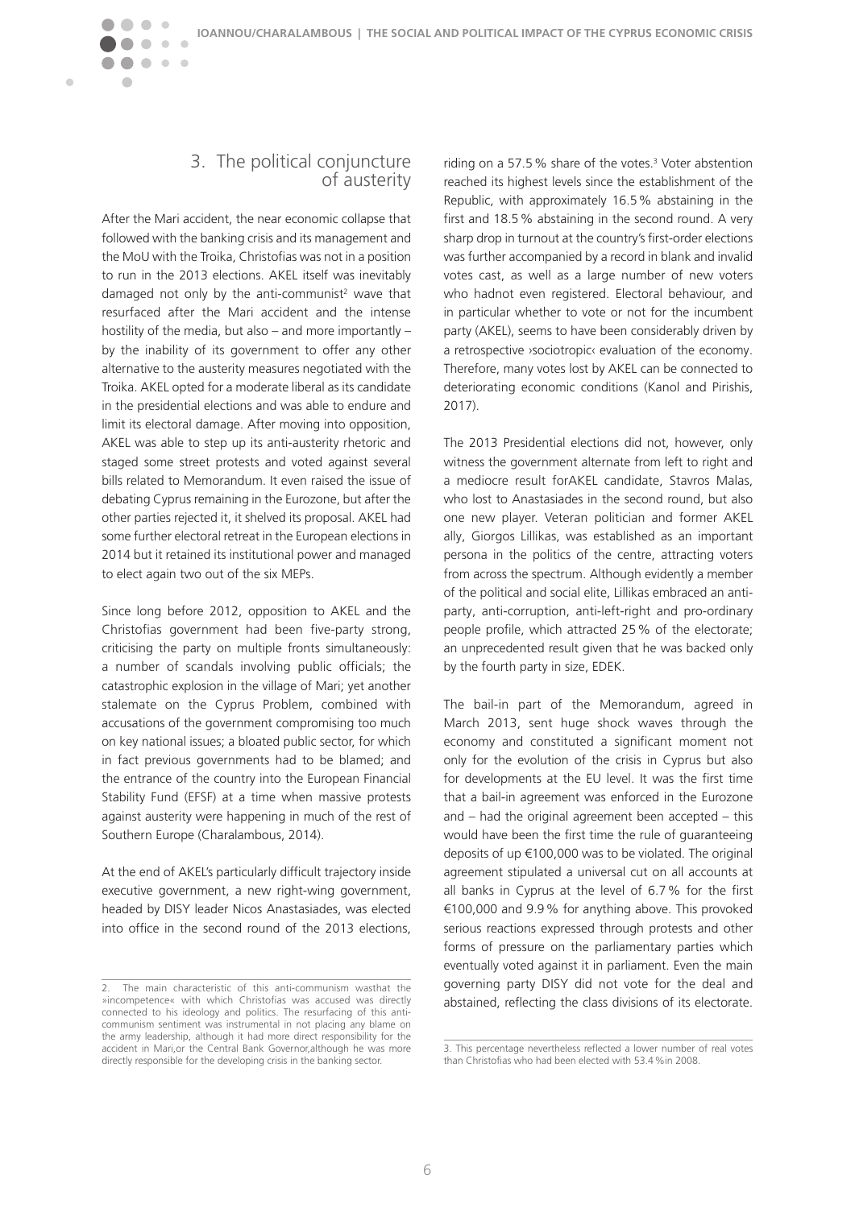## 3. The political conjuncture of austerity

After the Mari accident, the near economic collapse that followed with the banking crisis and its management and the MoU with the Troika, Christofias was not in a position to run in the 2013 elections. AKEL itself was inevitably damaged not only by the anti-communist[2] wave that resurfaced after the Mari accident and the intense hostility of the media, but also – and more importantly – by the inability of its government to offer any other alternative to the austerity measures negotiated with the Troika. AKEL opted for a moderate liberal as its candidate in the presidential elections and was able to endure and limit its electoral damage. After moving into opposition, AKEL was able to step up its anti-austerity rhetoric and staged some street protests and voted against several bills related to Memorandum. It even raised the issue of debating Cyprus remaining in the Eurozone, but after the other parties rejected it, it shelved its proposal. AKEL had some further electoral retreat in the European elections in 2014 but it retained its institutional power and managed to elect again two out of the six MEPs.

Since long before 2012, opposition to AKEL and the Christofias government had been five-party strong, criticising the party on multiple fronts simultaneously: a number of scandals involving public officials; the catastrophic explosion in the village of Mari; yet another stalemate on the Cyprus Problem, combined with accusations of the government compromising too much on key national issues; a bloated public sector, for which in fact previous governments had to be blamed; and the entrance of the country into the European Financial Stability Fund (EFSF) at a time when massive protests against austerity were happening in much of the rest of Southern Europe (Charalambous, 2014).

At the end of AKEL's particularly difficult trajectory inside executive government, a new right-wing government, headed by DISY leader Nicos Anastasiades, was elected into office in the second round of the 2013 elections, riding on a 57.5 % share of the votes.[3] Voter abstention reached its highest levels since the establishment of the Republic, with approximately 16.5 % abstaining in the first and 18.5 % abstaining in the second round. A very sharp drop in turnout at the country's first-order elections was further accompanied by a record in blank and invalid votes cast, as well as a large number of new voters who hadnot even registered. Electoral behaviour, and in particular whether to vote or not for the incumbent party (AKEL), seems to have been considerably driven by a retrospective ›sociotropic‹ evaluation of the economy. Therefore, many votes lost by AKEL can be connected to deteriorating economic conditions (Kanol and Pirishis, 2017).

The 2013 Presidential elections did not, however, only witness the government alternate from left to right and a mediocre result forAKEL candidate, Stavros Malas, who lost to Anastasiades in the second round, but also one new player. Veteran politician and former AKEL ally, Giorgos Lillikas, was established as an important persona in the politics of the centre, attracting voters from across the spectrum. Although evidently a member of the political and social elite, Lillikas embraced an anti-party, anti-corruption, anti-left-right and pro-ordinary people profile, which attracted 25 % of the electorate; an unprecedented result given that he was backed only by the fourth party in size, EDEK.

The bail-in part of the Memorandum, agreed in March 2013, sent huge shock waves through the economy and constituted a significant moment not only for the evolution of the crisis in Cyprus but also for developments at the EU level. It was the first time that a bail-in agreement was enforced in the Eurozone and – had the original agreement been accepted – this would have been the first time the rule of guaranteeing deposits of up €100,000 was to be violated. The original agreement stipulated a universal cut on all accounts at all banks in Cyprus at the level of 6.7 % for the first €100,000 and 9.9 % for anything above. This provoked serious reactions expressed through protests and other forms of pressure on the parliamentary parties which eventually voted against it in parliament. Even the main governing party DISY did not vote for the deal and abstained, reflecting the class divisions of its electorate.

---

2. The main characteristic of this anti-communism wasthat the »incompetence« with which Christofias was accused was directly connected to his ideology and politics. The resurfacing of this anti-communism sentiment was instrumental in not placing any blame on the army leadership, although it had more direct responsibility for the accident in Mari,or the Central Bank Governor,although he was more directly responsible for the developing crisis in the banking sector.

3. This percentage nevertheless reflected a lower number of real votes than Christofias who had been elected with 53.4 %in 2008.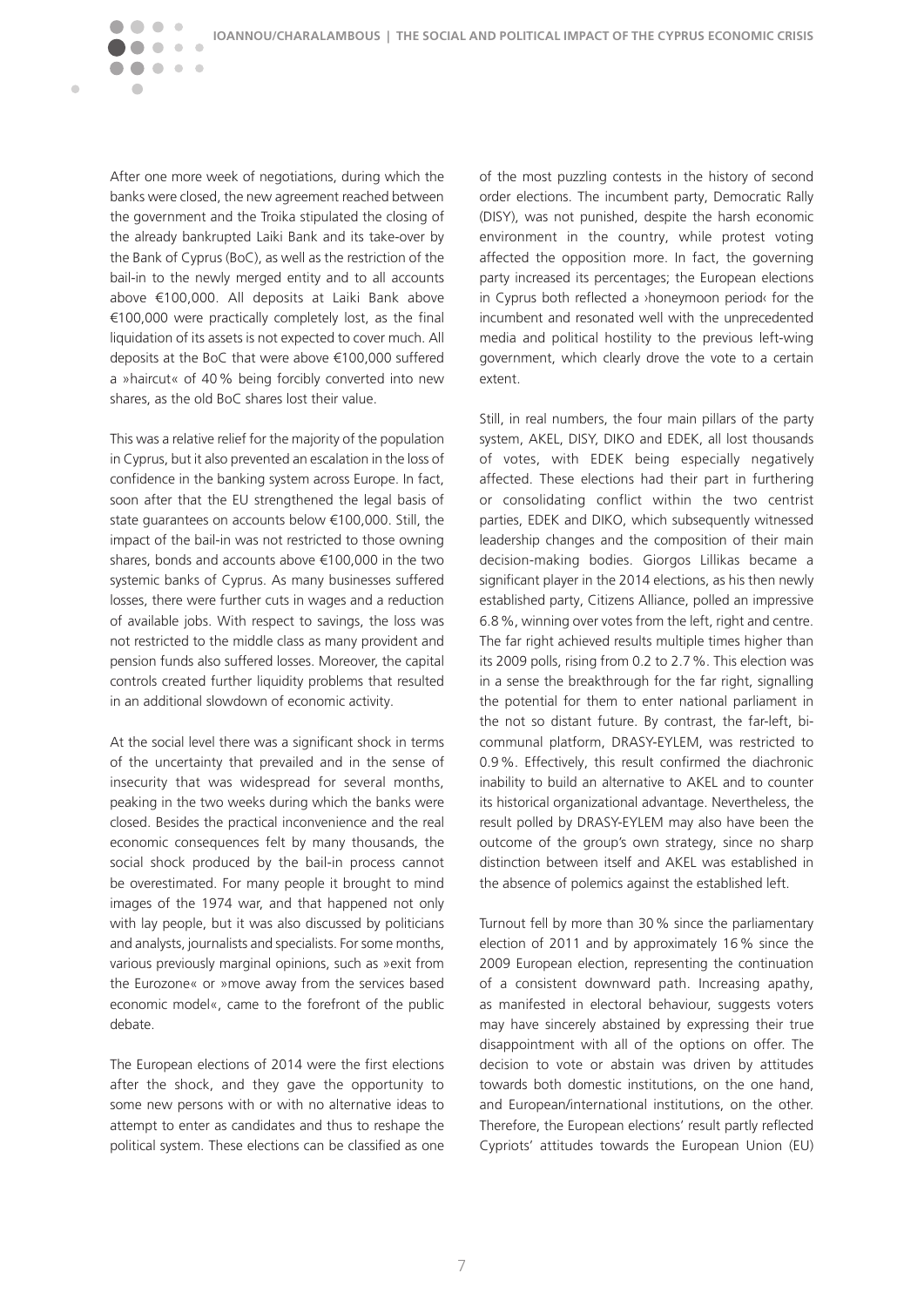After one more week of negotiations, during which the banks were closed, the new agreement reached between the government and the Troika stipulated the closing of the already bankrupted Laiki Bank and its take-over by the Bank of Cyprus (BoC), as well as the restriction of the bail-in to the newly merged entity and to all accounts above €100,000. All deposits at Laiki Bank above €100,000 were practically completely lost, as the final liquidation of its assets is not expected to cover much. All deposits at the BoC that were above €100,000 suffered a »haircut« of 40 % being forcibly converted into new shares, as the old BoC shares lost their value.

This was a relative relief for the majority of the population in Cyprus, but it also prevented an escalation in the loss of confidence in the banking system across Europe. In fact, soon after that the EU strengthened the legal basis of state guarantees on accounts below €100,000. Still, the impact of the bail-in was not restricted to those owning shares, bonds and accounts above €100,000 in the two systemic banks of Cyprus. As many businesses suffered losses, there were further cuts in wages and a reduction of available jobs. With respect to savings, the loss was not restricted to the middle class as many provident and pension funds also suffered losses. Moreover, the capital controls created further liquidity problems that resulted in an additional slowdown of economic activity.

At the social level there was a significant shock in terms of the uncertainty that prevailed and in the sense of insecurity that was widespread for several months, peaking in the two weeks during which the banks were closed. Besides the practical inconvenience and the real economic consequences felt by many thousands, the social shock produced by the bail-in process cannot be overestimated. For many people it brought to mind images of the 1974 war, and that happened not only with lay people, but it was also discussed by politicians and analysts, journalists and specialists. For some months, various previously marginal opinions, such as »exit from the Eurozone« or »move away from the services based economic model«, came to the forefront of the public debate.

The European elections of 2014 were the first elections after the shock, and they gave the opportunity to some new persons with or with no alternative ideas to attempt to enter as candidates and thus to reshape the political system. These elections can be classified as one of the most puzzling contests in the history of second order elections. The incumbent party, Democratic Rally (DISY), was not punished, despite the harsh economic environment in the country, while protest voting affected the opposition more. In fact, the governing party increased its percentages; the European elections in Cyprus both reflected a ›honeymoon period‹ for the incumbent and resonated well with the unprecedented media and political hostility to the previous left-wing government, which clearly drove the vote to a certain extent.

Still, in real numbers, the four main pillars of the party system, AKEL, DISY, DIKO and EDEK, all lost thousands of votes, with EDEK being especially negatively affected. These elections had their part in furthering or consolidating conflict within the two centrist parties, EDEK and DIKO, which subsequently witnessed leadership changes and the composition of their main decision-making bodies. Giorgos Lillikas became a significant player in the 2014 elections, as his then newly established party, Citizens Alliance, polled an impressive 6.8 %, winning over votes from the left, right and centre. The far right achieved results multiple times higher than its 2009 polls, rising from 0.2 to 2.7 %. This election was in a sense the breakthrough for the far right, signalling the potential for them to enter national parliament in the not so distant future. By contrast, the far-left, bi-communal platform, DRASY-EYLEM, was restricted to 0.9 %. Effectively, this result confirmed the diachronic inability to build an alternative to AKEL and to counter its historical organizational advantage. Nevertheless, the result polled by DRASY-EYLEM may also have been the outcome of the group's own strategy, since no sharp distinction between itself and AKEL was established in the absence of polemics against the established left.

Turnout fell by more than 30 % since the parliamentary election of 2011 and by approximately 16 % since the 2009 European election, representing the continuation of a consistent downward path. Increasing apathy, as manifested in electoral behaviour, suggests voters may have sincerely abstained by expressing their true disappointment with all of the options on offer. The decision to vote or abstain was driven by attitudes towards both domestic institutions, on the one hand, and European/international institutions, on the other. Therefore, the European elections' result partly reflected Cypriots' attitudes towards the European Union (EU)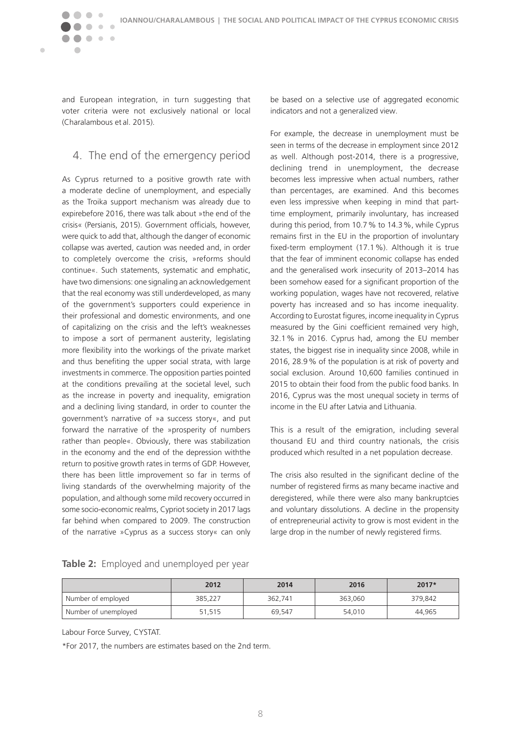and European integration, in turn suggesting that voter criteria were not exclusively national or local (Charalambous et al. 2015).

## 4. The end of the emergency period

As Cyprus returned to a positive growth rate with a moderate decline of unemployment, and especially as the Troika support mechanism was already due to expirebefore 2016, there was talk about »the end of the crisis« (Persianis, 2015). Government officials, however, were quick to add that, although the danger of economic collapse was averted, caution was needed and, in order to completely overcome the crisis, »reforms should continue«. Such statements, systematic and emphatic, have two dimensions: one signaling an acknowledgement that the real economy was still underdeveloped, as many of the government's supporters could experience in their professional and domestic environments, and one of capitalizing on the crisis and the left's weaknesses to impose a sort of permanent austerity, legislating more flexibility into the workings of the private market and thus benefiting the upper social strata, with large investments in commerce. The opposition parties pointed at the conditions prevailing at the societal level, such as the increase in poverty and inequality, emigration and a declining living standard, in order to counter the government's narrative of »a success story«, and put forward the narrative of the »prosperity of numbers rather than people«. Obviously, there was stabilization in the economy and the end of the depression withthe return to positive growth rates in terms of GDP. However, there has been little improvement so far in terms of living standards of the overwhelming majority of the population, and although some mild recovery occurred in some socio-economic realms, Cypriot society in 2017 lags far behind when compared to 2009. The construction of the narrative »Cyprus as a success story« can only be based on a selective use of aggregated economic indicators and not a generalized view.

For example, the decrease in unemployment must be seen in terms of the decrease in employment since 2012 as well. Although post-2014, there is a progressive, declining trend in unemployment, the decrease becomes less impressive when actual numbers, rather than percentages, are examined. And this becomes even less impressive when keeping in mind that part-time employment, primarily involuntary, has increased during this period, from 10.7 % to 14.3 %, while Cyprus remains first in the EU in the proportion of involuntary fixed-term employment (17.1 %). Although it is true that the fear of imminent economic collapse has ended and the generalised work insecurity of 2013–2014 has been somehow eased for a significant proportion of the working population, wages have not recovered, relative poverty has increased and so has income inequality. According to Eurostat figures, income inequality in Cyprus measured by the Gini coefficient remained very high, 32.1 % in 2016. Cyprus had, among the EU member states, the biggest rise in inequality since 2008, while in 2016, 28.9 % of the population is at risk of poverty and social exclusion. Around 10,600 families continued in 2015 to obtain their food from the public food banks. In 2016, Cyprus was the most unequal society in terms of income in the EU after Latvia and Lithuania.

This is a result of the emigration, including several thousand EU and third country nationals, the crisis produced which resulted in a net population decrease.

The crisis also resulted in the significant decline of the number of registered firms as many became inactive and deregistered, while there were also many bankruptcies and voluntary dissolutions. A decline in the propensity of entrepreneurial activity to grow is most evident in the large drop in the number of newly registered firms.

**Table 2:** Employed and unemployed per year

| | 2012 | 2014 | 2016 | 2017* |
|---|---|---|---|---|
| Number of employed | 385,227 | 362,741 | 363,060 | 379,842 |
| Number of unemployed | 51,515 | 69,547 | 54,010 | 44,965 |

Labour Force Survey, CYSTAT.

*For 2017, the numbers are estimates based on the 2nd term.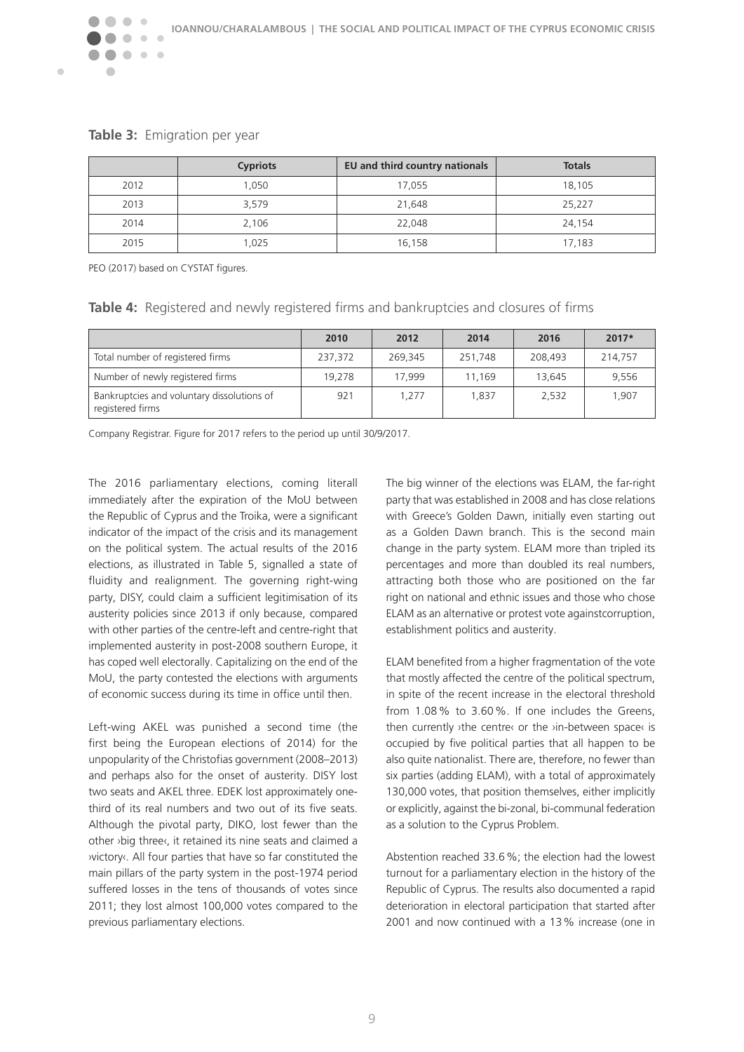**Table 3:** Emigration per year

| | Cypriots | EU and third country nationals | Totals |
|---|---|---|---|
| 2012 | 1,050 | 17,055 | 18,105 |
| 2013 | 3,579 | 21,648 | 25,227 |
| 2014 | 2,106 | 22,048 | 24,154 |
| 2015 | 1,025 | 16,158 | 17,183 |

PEO (2017) based on CYSTAT figures.

**Table 4:** Registered and newly registered firms and bankruptcies and closures of firms

| | 2010 | 2012 | 2014 | 2016 | 2017* |
|---|---|---|---|---|---|
| Total number of registered firms | 237,372 | 269,345 | 251,748 | 208,493 | 214,757 |
| Number of newly registered firms | 19,278 | 17,999 | 11,169 | 13,645 | 9,556 |
| Bankruptcies and voluntary dissolutions of registered firms | 921 | 1,277 | 1,837 | 2,532 | 1,907 |

Company Registrar. Figure for 2017 refers to the period up until 30/9/2017.

The 2016 parliamentary elections, coming literall immediately after the expiration of the MoU between the Republic of Cyprus and the Troika, were a significant indicator of the impact of the crisis and its management on the political system. The actual results of the 2016 elections, as illustrated in Table 5, signalled a state of fluidity and realignment. The governing right-wing party, DISY, could claim a sufficient legitimisation of its austerity policies since 2013 if only because, compared with other parties of the centre-left and centre-right that implemented austerity in post-2008 southern Europe, it has coped well electorally. Capitalizing on the end of the MoU, the party contested the elections with arguments of economic success during its time in office until then.

Left-wing AKEL was punished a second time (the first being the European elections of 2014) for the unpopularity of the Christofias government (2008–2013) and perhaps also for the onset of austerity. DISY lost two seats and AKEL three. EDEK lost approximately one-third of its real numbers and two out of its five seats. Although the pivotal party, DIKO, lost fewer than the other ›big three‹, it retained its nine seats and claimed a ›victory‹. All four parties that have so far constituted the main pillars of the party system in the post-1974 period suffered losses in the tens of thousands of votes since 2011; they lost almost 100,000 votes compared to the previous parliamentary elections.

The big winner of the elections was ELAM, the far-right party that was established in 2008 and has close relations with Greece's Golden Dawn, initially even starting out as a Golden Dawn branch. This is the second main change in the party system. ELAM more than tripled its percentages and more than doubled its real numbers, attracting both those who are positioned on the far right on national and ethnic issues and those who chose ELAM as an alternative or protest vote againstcorruption, establishment politics and austerity.

ELAM benefited from a higher fragmentation of the vote that mostly affected the centre of the political spectrum, in spite of the recent increase in the electoral threshold from 1.08 % to 3.60 %. If one includes the Greens, then currently ›the centre‹ or the ›in-between space‹ is occupied by five political parties that all happen to be also quite nationalist. There are, therefore, no fewer than six parties (adding ELAM), with a total of approximately 130,000 votes, that position themselves, either implicitly or explicitly, against the bi-zonal, bi-communal federation as a solution to the Cyprus Problem.

Abstention reached 33.6 %; the election had the lowest turnout for a parliamentary election in the history of the Republic of Cyprus. The results also documented a rapid deterioration in electoral participation that started after 2001 and now continued with a 13 % increase (one in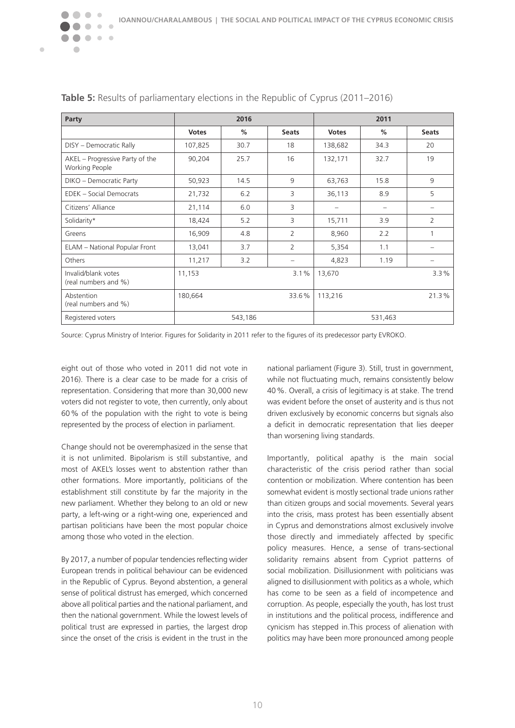**Table 5:** Results of parliamentary elections in the Republic of Cyprus (2011–2016)

| Party | 2016 | | | 2011 | | |
|---|---|---|---|---|---|---|
| | **Votes** | **%** | **Seats** | **Votes** | **%** | **Seats** |
| DISY – Democratic Rally | 107,825 | 30.7 | 18 | 138,682 | 34.3 | 20 |
| AKEL – Progressive Party of the Working People | 90,204 | 25.7 | 16 | 132,171 | 32.7 | 19 |
| DIKO – Democratic Party | 50,923 | 14.5 | 9 | 63,763 | 15.8 | 9 |
| EDEK – Social Democrats | 21,732 | 6.2 | 3 | 36,113 | 8.9 | 5 |
| Citizens' Alliance | 21,114 | 6.0 | 3 | – | – | – |
| Solidarity* | 18,424 | 5.2 | 3 | 15,711 | 3.9 | 2 |
| Greens | 16,909 | 4.8 | 2 | 8,960 | 2.2 | 1 |
| ELAM – National Popular Front | 13,041 | 3.7 | 2 | 5,354 | 1.1 | – |
| Others | 11,217 | 3.2 | – | 4,823 | 1.19 | – |
| Invalid/blank votes (real numbers and %) | 11,153 | | 3.1% | 13,670 | | 3.3% |
| Abstention (real numbers and %) | 180,664 | | 33.6% | 113,216 | | 21.3% |
| Registered voters | 543,186 | | | 531,463 | | |

Source: Cyprus Ministry of Interior. Figures for Solidarity in 2011 refer to the figures of its predecessor party EVROKO.

eight out of those who voted in 2011 did not vote in 2016). There is a clear case to be made for a crisis of representation. Considering that more than 30,000 new voters did not register to vote, then currently, only about 60% of the population with the right to vote is being represented by the process of election in parliament.

Change should not be overemphasized in the sense that it is not unlimited. Bipolarism is still substantive, and most of AKEL's losses went to abstention rather than other formations. More importantly, politicians of the establishment still constitute by far the majority in the new parliament. Whether they belong to an old or new party, a left-wing or a right-wing one, experienced and partisan politicians have been the most popular choice among those who voted in the election.

By 2017, a number of popular tendencies reflecting wider European trends in political behaviour can be evidenced in the Republic of Cyprus. Beyond abstention, a general sense of political distrust has emerged, which concerned above all political parties and the national parliament, and then the national government. While the lowest levels of political trust are expressed in parties, the largest drop since the onset of the crisis is evident in the trust in the national parliament (Figure 3). Still, trust in government, while not fluctuating much, remains consistently below 40%. Overall, a crisis of legitimacy is at stake. The trend was evident before the onset of austerity and is thus not driven exclusively by economic concerns but signals also a deficit in democratic representation that lies deeper than worsening living standards.

Importantly, political apathy is the main social characteristic of the crisis period rather than social contention or mobilization. Where contention has been somewhat evident is mostly sectional trade unions rather than citizen groups and social movements. Several years into the crisis, mass protest has been essentially absent in Cyprus and demonstrations almost exclusively involve those directly and immediately affected by specific policy measures. Hence, a sense of trans-sectional solidarity remains absent from Cypriot patterns of social mobilization. Disillusionment with politicians was aligned to disillusionment with politics as a whole, which has come to be seen as a field of incompetence and corruption. As people, especially the youth, has lost trust in institutions and the political process, indifference and cynicism has stepped in.This process of alienation with politics may have been more pronounced among people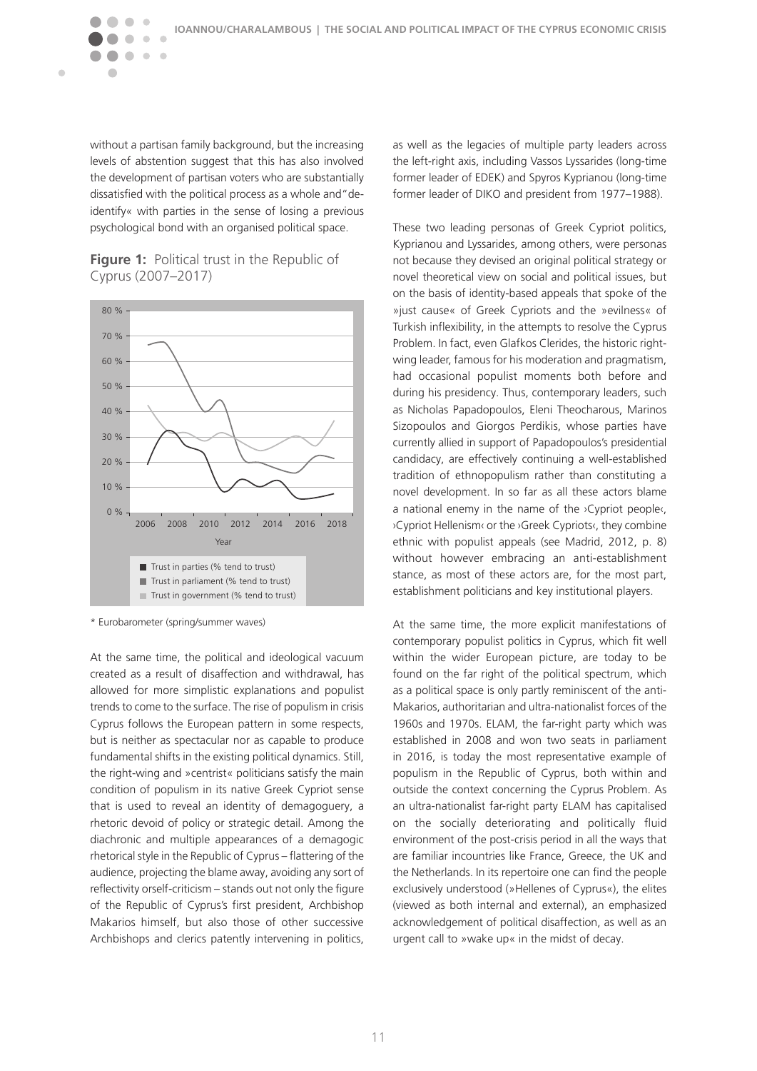without a partisan family background, but the increasing levels of abstention suggest that this has also involved the development of partisan voters who are substantially dissatisfied with the political process as a whole and "de-identify« with parties in the sense of losing a previous psychological bond with an organised political space.

**Figure 1:** Political trust in the Republic of Cyprus (2007–2017)

\* Eurobarometer (spring/summer waves)

At the same time, the political and ideological vacuum created as a result of disaffection and withdrawal, has allowed for more simplistic explanations and populist trends to come to the surface. The rise of populism in crisis Cyprus follows the European pattern in some respects, but is neither as spectacular nor as capable to produce fundamental shifts in the existing political dynamics. Still, the right-wing and »centrist« politicians satisfy the main condition of populism in its native Greek Cypriot sense that is used to reveal an identity of demagoguery, a rhetoric devoid of policy or strategic detail. Among the diachronic and multiple appearances of a demagogic rhetorical style in the Republic of Cyprus – flattering of the audience, projecting the blame away, avoiding any sort of reflectivity orself-criticism – stands out not only the figure of the Republic of Cyprus's first president, Archbishop Makarios himself, but also those of other successive Archbishops and clerics patently intervening in politics, as well as the legacies of multiple party leaders across the left-right axis, including Vassos Lyssarides (long-time former leader of EDEK) and Spyros Kyprianou (long-time former leader of DIKO and president from 1977–1988).

These two leading personas of Greek Cypriot politics, Kyprianou and Lyssarides, among others, were personas not because they devised an original political strategy or novel theoretical view on social and political issues, but on the basis of identity-based appeals that spoke of the »just cause« of Greek Cypriots and the »evilness« of Turkish inflexibility, in the attempts to resolve the Cyprus Problem. In fact, even Glafkos Clerides, the historic right-wing leader, famous for his moderation and pragmatism, had occasional populist moments both before and during his presidency. Thus, contemporary leaders, such as Nicholas Papadopoulos, Eleni Theocharous, Marinos Sizopoulos and Giorgos Perdikis, whose parties have currently allied in support of Papadopoulos's presidential candidacy, are effectively continuing a well-established tradition of ethnopopulism rather than constituting a novel development. In so far as all these actors blame a national enemy in the name of the ›Cypriot people‹, ›Cypriot Hellenism‹ or the ›Greek Cypriots‹, they combine ethnic with populist appeals (see Madrid, 2012, p. 8) without however embracing an anti-establishment stance, as most of these actors are, for the most part, establishment politicians and key institutional players.

At the same time, the more explicit manifestations of contemporary populist politics in Cyprus, which fit well within the wider European picture, are today to be found on the far right of the political spectrum, which as a political space is only partly reminiscent of the anti-Makarios, authoritarian and ultra-nationalist forces of the 1960s and 1970s. ELAM, the far-right party which was established in 2008 and won two seats in parliament in 2016, is today the most representative example of populism in the Republic of Cyprus, both within and outside the context concerning the Cyprus Problem. As an ultra-nationalist far-right party ELAM has capitalised on the socially deteriorating and politically fluid environment of the post-crisis period in all the ways that are familiar incountries like France, Greece, the UK and the Netherlands. In its repertoire one can find the people exclusively understood (»Hellenes of Cyprus«), the elites (viewed as both internal and external), an emphasized acknowledgement of political disaffection, as well as an urgent call to »wake up« in the midst of decay.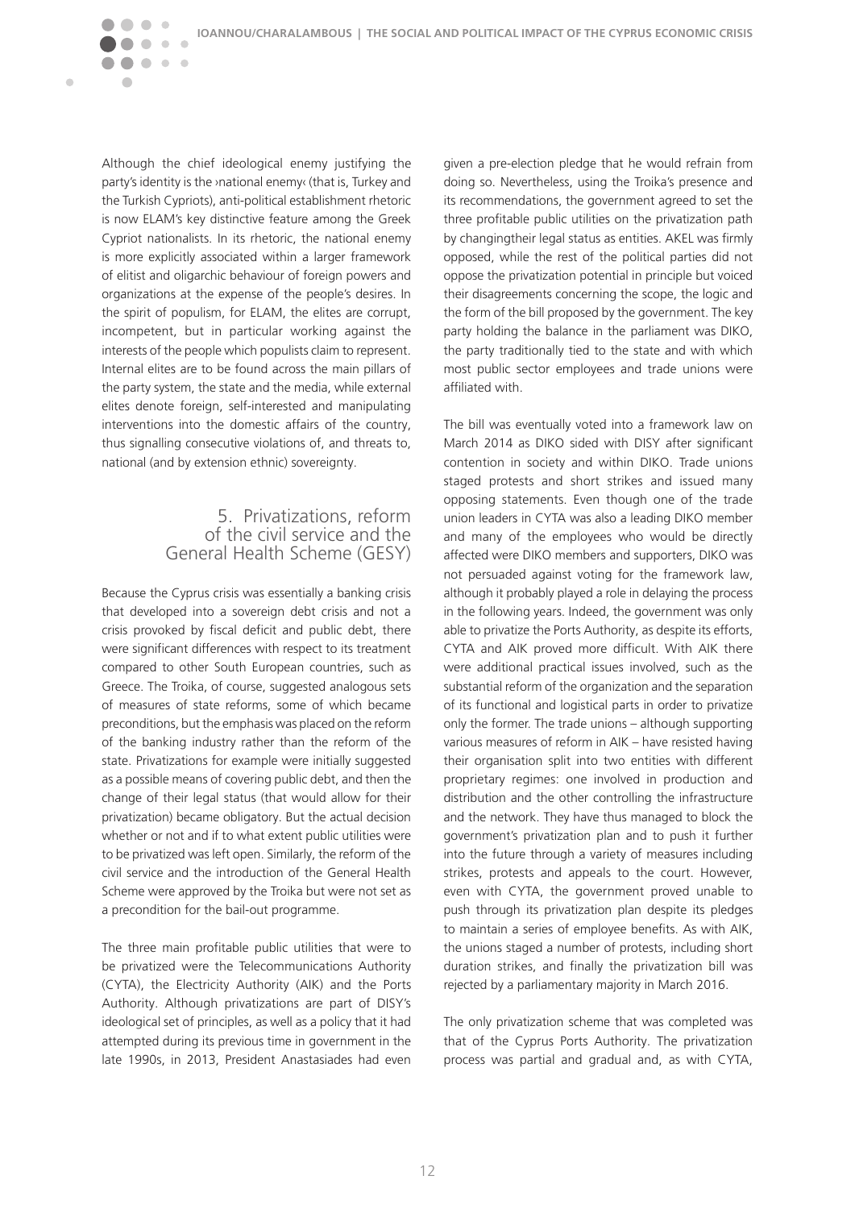Although the chief ideological enemy justifying the party's identity is the ›national enemy‹ (that is, Turkey and the Turkish Cypriots), anti-political establishment rhetoric is now ELAM's key distinctive feature among the Greek Cypriot nationalists. In its rhetoric, the national enemy is more explicitly associated within a larger framework of elitist and oligarchic behaviour of foreign powers and organizations at the expense of the people's desires. In the spirit of populism, for ELAM, the elites are corrupt, incompetent, but in particular working against the interests of the people which populists claim to represent. Internal elites are to be found across the main pillars of the party system, the state and the media, while external elites denote foreign, self-interested and manipulating interventions into the domestic affairs of the country, thus signalling consecutive violations of, and threats to, national (and by extension ethnic) sovereignty.

## 5. Privatizations, reform of the civil service and the General Health Scheme (GESY)

Because the Cyprus crisis was essentially a banking crisis that developed into a sovereign debt crisis and not a crisis provoked by fiscal deficit and public debt, there were significant differences with respect to its treatment compared to other South European countries, such as Greece. The Troika, of course, suggested analogous sets of measures of state reforms, some of which became preconditions, but the emphasis was placed on the reform of the banking industry rather than the reform of the state. Privatizations for example were initially suggested as a possible means of covering public debt, and then the change of their legal status (that would allow for their privatization) became obligatory. But the actual decision whether or not and if to what extent public utilities were to be privatized was left open. Similarly, the reform of the civil service and the introduction of the General Health Scheme were approved by the Troika but were not set as a precondition for the bail-out programme.

The three main profitable public utilities that were to be privatized were the Telecommunications Authority (CYTA), the Electricity Authority (AIK) and the Ports Authority. Although privatizations are part of DISY's ideological set of principles, as well as a policy that it had attempted during its previous time in government in the late 1990s, in 2013, President Anastasiades had even given a pre-election pledge that he would refrain from doing so. Nevertheless, using the Troika's presence and its recommendations, the government agreed to set the three profitable public utilities on the privatization path by changingtheir legal status as entities. AKEL was firmly opposed, while the rest of the political parties did not oppose the privatization potential in principle but voiced their disagreements concerning the scope, the logic and the form of the bill proposed by the government. The key party holding the balance in the parliament was DIKO, the party traditionally tied to the state and with which most public sector employees and trade unions were affiliated with.

The bill was eventually voted into a framework law on March 2014 as DIKO sided with DISY after significant contention in society and within DIKO. Trade unions staged protests and short strikes and issued many opposing statements. Even though one of the trade union leaders in CYTA was also a leading DIKO member and many of the employees who would be directly affected were DIKO members and supporters, DIKO was not persuaded against voting for the framework law, although it probably played a role in delaying the process in the following years. Indeed, the government was only able to privatize the Ports Authority, as despite its efforts, CYTA and AIK proved more difficult. With AIK there were additional practical issues involved, such as the substantial reform of the organization and the separation of its functional and logistical parts in order to privatize only the former. The trade unions – although supporting various measures of reform in AIK – have resisted having their organisation split into two entities with different proprietary regimes: one involved in production and distribution and the other controlling the infrastructure and the network. They have thus managed to block the government's privatization plan and to push it further into the future through a variety of measures including strikes, protests and appeals to the court. However, even with CYTA, the government proved unable to push through its privatization plan despite its pledges to maintain a series of employee benefits. As with AIK, the unions staged a number of protests, including short duration strikes, and finally the privatization bill was rejected by a parliamentary majority in March 2016.

The only privatization scheme that was completed was that of the Cyprus Ports Authority. The privatization process was partial and gradual and, as with CYTA,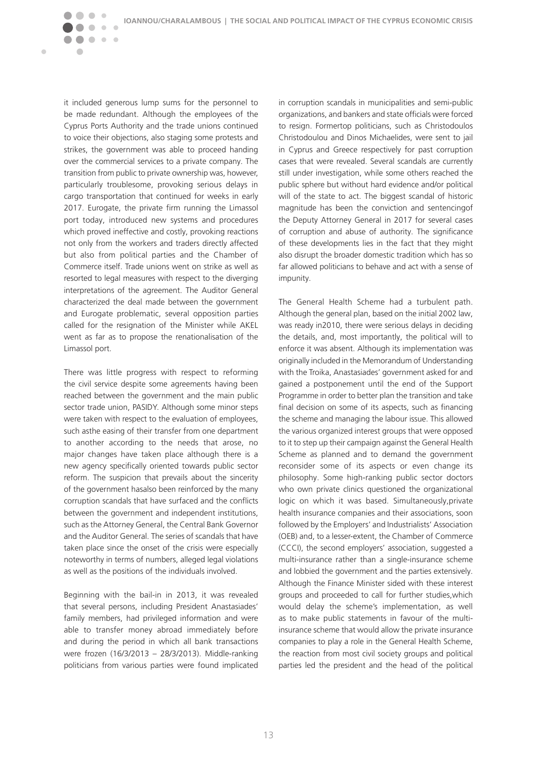it included generous lump sums for the personnel to be made redundant. Although the employees of the Cyprus Ports Authority and the trade unions continued to voice their objections, also staging some protests and strikes, the government was able to proceed handing over the commercial services to a private company. The transition from public to private ownership was, however, particularly troublesome, provoking serious delays in cargo transportation that continued for weeks in early 2017. Eurogate, the private firm running the Limassol port today, introduced new systems and procedures which proved ineffective and costly, provoking reactions not only from the workers and traders directly affected but also from political parties and the Chamber of Commerce itself. Trade unions went on strike as well as resorted to legal measures with respect to the diverging interpretations of the agreement. The Auditor General characterized the deal made between the government and Eurogate problematic, several opposition parties called for the resignation of the Minister while AKEL went as far as to propose the renationalisation of the Limassol port.

There was little progress with respect to reforming the civil service despite some agreements having been reached between the government and the main public sector trade union, PASIDY. Although some minor steps were taken with respect to the evaluation of employees, such asthe easing of their transfer from one department to another according to the needs that arose, no major changes have taken place although there is a new agency specifically oriented towards public sector reform. The suspicion that prevails about the sincerity of the government hasalso been reinforced by the many corruption scandals that have surfaced and the conflicts between the government and independent institutions, such as the Attorney General, the Central Bank Governor and the Auditor General. The series of scandals that have taken place since the onset of the crisis were especially noteworthy in terms of numbers, alleged legal violations as well as the positions of the individuals involved.

Beginning with the bail-in in 2013, it was revealed that several persons, including President Anastasiades' family members, had privileged information and were able to transfer money abroad immediately before and during the period in which all bank transactions were frozen (16/3/2013 – 28/3/2013). Middle-ranking politicians from various parties were found implicated in corruption scandals in municipalities and semi-public organizations, and bankers and state officials were forced to resign. Formertop politicians, such as Christodoulos Christodoulou and Dinos Michaelides, were sent to jail in Cyprus and Greece respectively for past corruption cases that were revealed. Several scandals are currently still under investigation, while some others reached the public sphere but without hard evidence and/or political will of the state to act. The biggest scandal of historic magnitude has been the conviction and sentencingof the Deputy Attorney General in 2017 for several cases of corruption and abuse of authority. The significance of these developments lies in the fact that they might also disrupt the broader domestic tradition which has so far allowed politicians to behave and act with a sense of impunity.

The General Health Scheme had a turbulent path. Although the general plan, based on the initial 2002 law, was ready in2010, there were serious delays in deciding the details, and, most importantly, the political will to enforce it was absent. Although its implementation was originally included in the Memorandum of Understanding with the Troika, Anastasiades' government asked for and gained a postponement until the end of the Support Programme in order to better plan the transition and take final decision on some of its aspects, such as financing the scheme and managing the labour issue. This allowed the various organized interest groups that were opposed to it to step up their campaign against the General Health Scheme as planned and to demand the government reconsider some of its aspects or even change its philosophy. Some high-ranking public sector doctors who own private clinics questioned the organizational logic on which it was based. Simultaneously,private health insurance companies and their associations, soon followed by the Employers' and Industrialists' Association (OEB) and, to a lesser-extent, the Chamber of Commerce (CCCI), the second employers' association, suggested a multi-insurance rather than a single-insurance scheme and lobbied the government and the parties extensively. Although the Finance Minister sided with these interest groups and proceeded to call for further studies,which would delay the scheme's implementation, as well as to make public statements in favour of the multi-insurance scheme that would allow the private insurance companies to play a role in the General Health Scheme, the reaction from most civil society groups and political parties led the president and the head of the political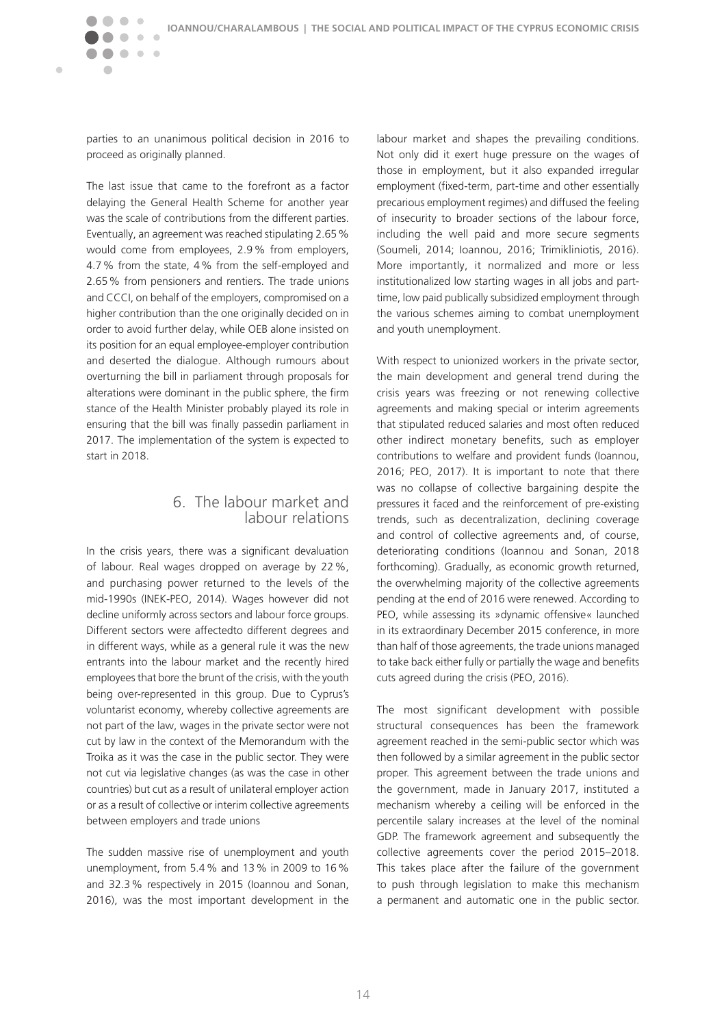parties to an unanimous political decision in 2016 to proceed as originally planned.

The last issue that came to the forefront as a factor delaying the General Health Scheme for another year was the scale of contributions from the different parties. Eventually, an agreement was reached stipulating 2.65 % would come from employees, 2.9 % from employers, 4.7 % from the state, 4 % from the self-employed and 2.65 % from pensioners and rentiers. The trade unions and CCCI, on behalf of the employers, compromised on a higher contribution than the one originally decided on in order to avoid further delay, while OEB alone insisted on its position for an equal employee-employer contribution and deserted the dialogue. Although rumours about overturning the bill in parliament through proposals for alterations were dominant in the public sphere, the firm stance of the Health Minister probably played its role in ensuring that the bill was finally passedin parliament in 2017. The implementation of the system is expected to start in 2018.

## 6. The labour market and labour relations

In the crisis years, there was a significant devaluation of labour. Real wages dropped on average by 22 %, and purchasing power returned to the levels of the mid-1990s (INEK-PEO, 2014). Wages however did not decline uniformly across sectors and labour force groups. Different sectors were affectedto different degrees and in different ways, while as a general rule it was the new entrants into the labour market and the recently hired employees that bore the brunt of the crisis, with the youth being over-represented in this group. Due to Cyprus's voluntarist economy, whereby collective agreements are not part of the law, wages in the private sector were not cut by law in the context of the Memorandum with the Troika as it was the case in the public sector. They were not cut via legislative changes (as was the case in other countries) but cut as a result of unilateral employer action or as a result of collective or interim collective agreements between employers and trade unions

The sudden massive rise of unemployment and youth unemployment, from 5.4 % and 13 % in 2009 to 16 % and 32.3 % respectively in 2015 (Ioannou and Sonan, 2016), was the most important development in the labour market and shapes the prevailing conditions. Not only did it exert huge pressure on the wages of those in employment, but it also expanded irregular employment (fixed-term, part-time and other essentially precarious employment regimes) and diffused the feeling of insecurity to broader sections of the labour force, including the well paid and more secure segments (Soumeli, 2014; Ioannou, 2016; Trimikliniotis, 2016). More importantly, it normalized and more or less institutionalized low starting wages in all jobs and part-time, low paid publically subsidized employment through the various schemes aiming to combat unemployment and youth unemployment.

With respect to unionized workers in the private sector, the main development and general trend during the crisis years was freezing or not renewing collective agreements and making special or interim agreements that stipulated reduced salaries and most often reduced other indirect monetary benefits, such as employer contributions to welfare and provident funds (Ioannou, 2016; PEO, 2017). It is important to note that there was no collapse of collective bargaining despite the pressures it faced and the reinforcement of pre-existing trends, such as decentralization, declining coverage and control of collective agreements and, of course, deteriorating conditions (Ioannou and Sonan, 2018 forthcoming). Gradually, as economic growth returned, the overwhelming majority of the collective agreements pending at the end of 2016 were renewed. According to PEO, while assessing its »dynamic offensive« launched in its extraordinary December 2015 conference, in more than half of those agreements, the trade unions managed to take back either fully or partially the wage and benefits cuts agreed during the crisis (PEO, 2016).

The most significant development with possible structural consequences has been the framework agreement reached in the semi-public sector which was then followed by a similar agreement in the public sector proper. This agreement between the trade unions and the government, made in January 2017, instituted a mechanism whereby a ceiling will be enforced in the percentile salary increases at the level of the nominal GDP. The framework agreement and subsequently the collective agreements cover the period 2015–2018. This takes place after the failure of the government to push through legislation to make this mechanism a permanent and automatic one in the public sector.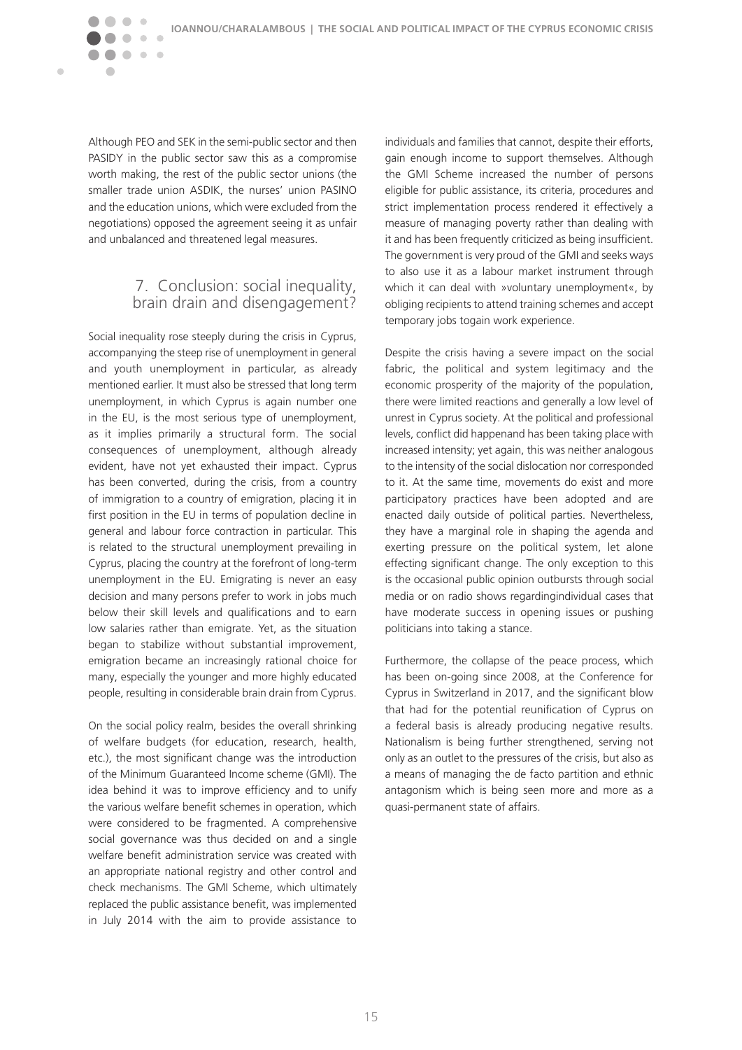Although PEO and SEK in the semi-public sector and then PASIDY in the public sector saw this as a compromise worth making, the rest of the public sector unions (the smaller trade union ASDIK, the nurses' union PASINO and the education unions, which were excluded from the negotiations) opposed the agreement seeing it as unfair and unbalanced and threatened legal measures.

## 7. Conclusion: social inequality, brain drain and disengagement?

Social inequality rose steeply during the crisis in Cyprus, accompanying the steep rise of unemployment in general and youth unemployment in particular, as already mentioned earlier. It must also be stressed that long term unemployment, in which Cyprus is again number one in the EU, is the most serious type of unemployment, as it implies primarily a structural form. The social consequences of unemployment, although already evident, have not yet exhausted their impact. Cyprus has been converted, during the crisis, from a country of immigration to a country of emigration, placing it in first position in the EU in terms of population decline in general and labour force contraction in particular. This is related to the structural unemployment prevailing in Cyprus, placing the country at the forefront of long-term unemployment in the EU. Emigrating is never an easy decision and many persons prefer to work in jobs much below their skill levels and qualifications and to earn low salaries rather than emigrate. Yet, as the situation began to stabilize without substantial improvement, emigration became an increasingly rational choice for many, especially the younger and more highly educated people, resulting in considerable brain drain from Cyprus.

On the social policy realm, besides the overall shrinking of welfare budgets (for education, research, health, etc.), the most significant change was the introduction of the Minimum Guaranteed Income scheme (GMI). The idea behind it was to improve efficiency and to unify the various welfare benefit schemes in operation, which were considered to be fragmented. A comprehensive social governance was thus decided on and a single welfare benefit administration service was created with an appropriate national registry and other control and check mechanisms. The GMI Scheme, which ultimately replaced the public assistance benefit, was implemented in July 2014 with the aim to provide assistance to individuals and families that cannot, despite their efforts, gain enough income to support themselves. Although the GMI Scheme increased the number of persons eligible for public assistance, its criteria, procedures and strict implementation process rendered it effectively a measure of managing poverty rather than dealing with it and has been frequently criticized as being insufficient. The government is very proud of the GMI and seeks ways to also use it as a labour market instrument through which it can deal with »voluntary unemployment«, by obliging recipients to attend training schemes and accept temporary jobs togain work experience.

Despite the crisis having a severe impact on the social fabric, the political and system legitimacy and the economic prosperity of the majority of the population, there were limited reactions and generally a low level of unrest in Cyprus society. At the political and professional levels, conflict did happenand has been taking place with increased intensity; yet again, this was neither analogous to the intensity of the social dislocation nor corresponded to it. At the same time, movements do exist and more participatory practices have been adopted and are enacted daily outside of political parties. Nevertheless, they have a marginal role in shaping the agenda and exerting pressure on the political system, let alone effecting significant change. The only exception to this is the occasional public opinion outbursts through social media or on radio shows regardingindividual cases that have moderate success in opening issues or pushing politicians into taking a stance.

Furthermore, the collapse of the peace process, which has been on-going since 2008, at the Conference for Cyprus in Switzerland in 2017, and the significant blow that had for the potential reunification of Cyprus on a federal basis is already producing negative results. Nationalism is being further strengthened, serving not only as an outlet to the pressures of the crisis, but also as a means of managing the de facto partition and ethnic antagonism which is being seen more and more as a quasi-permanent state of affairs.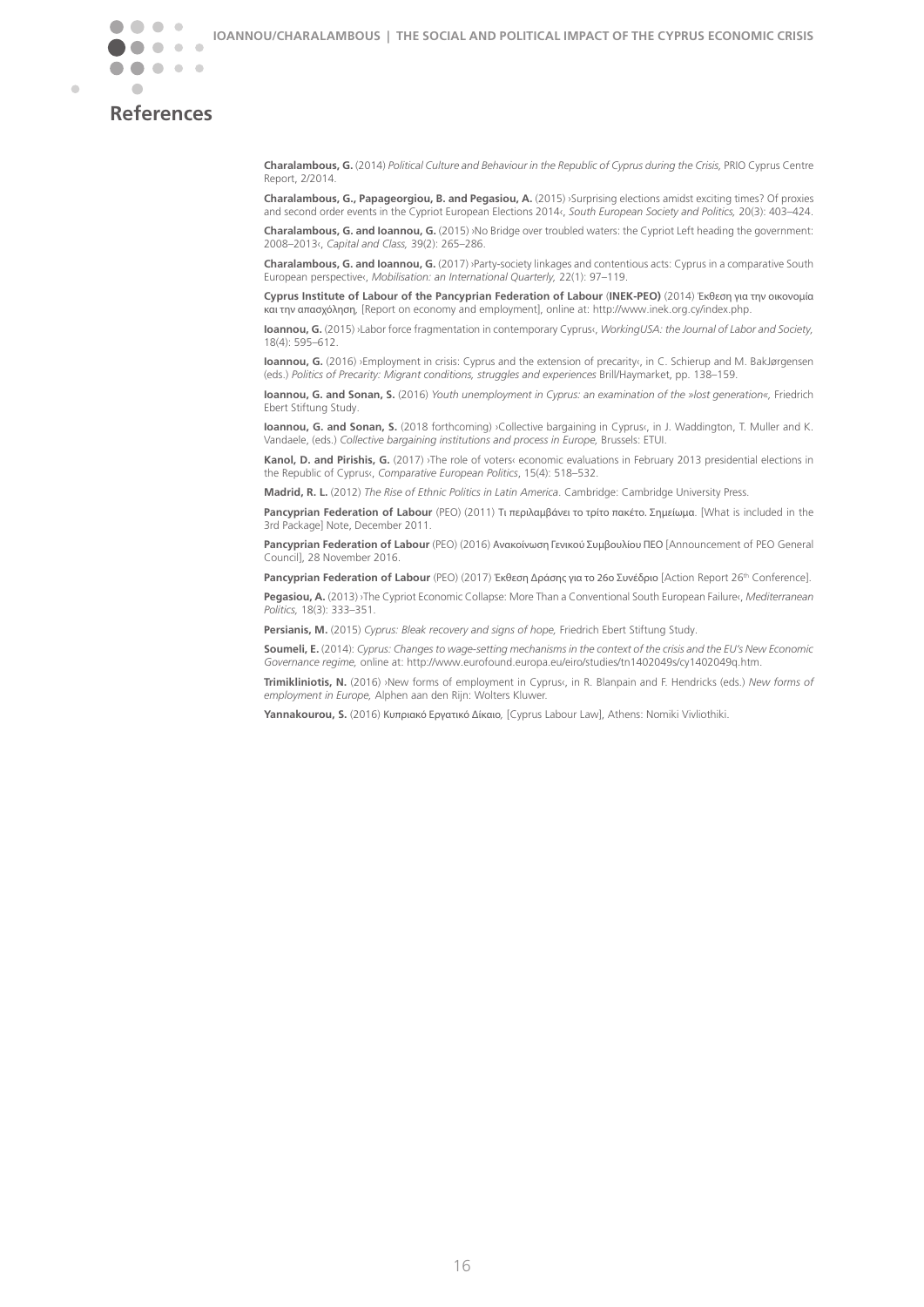# References

**Charalambous, G.** (2014) *Political Culture and Behaviour in the Republic of Cyprus during the Crisis,* PRIO Cyprus Centre Report, 2/2014.

**Charalambous, G., Papageorgiou, B. and Pegasiou, A.** (2015) ›Surprising elections amidst exciting times? Of proxies and second order events in the Cypriot European Elections 2014‹, *South European Society and Politics,* 20(3): 403–424.

**Charalambous, G. and Ioannou, G.** (2015) ›No Bridge over troubled waters: the Cypriot Left heading the government: 2008–2013‹, *Capital and Class,* 39(2): 265–286.

**Charalambous, G. and Ioannou, G.** (2017) ›Party-society linkages and contentious acts: Cyprus in a comparative South European perspective‹, *Mobilisation: an International Quarterly,* 22(1): 97–119.

**Cyprus Institute of Labour of the Pancyprian Federation of Labour** (**INEK-PEO)** (2014) *Έκθεση για την οικονομία και την απασχόληση,* [Report on economy and employment], online at: http://www.inek.org.cy/index.php.

**Ioannou, G.** (2015) ›Labor force fragmentation in contemporary Cyprus‹, *WorkingUSA: the Journal of Labor and Society,* 18(4): 595–612.

**Ioannou, G.** (2016) ›Employment in crisis: Cyprus and the extension of precarity‹, in C. Schierup and M. BakJørgensen (eds.) *Politics of Precarity: Migrant conditions, struggles and experiences* Brill/Haymarket, pp. 138–159.

**Ioannou, G. and Sonan, S.** (2016) *Youth unemployment in Cyprus: an examination of the »lost generation«,* Friedrich Ebert Stiftung Study.

**Ioannou, G. and Sonan, S.** (2018 forthcoming) ›Collective bargaining in Cyprus‹, in J. Waddington, T. Muller and K. Vandaele, (eds.) *Collective bargaining institutions and process in Europe,* Brussels: ETUI.

**Kanol, D. and Pirishis, G.** (2017) ›The role of voters‹ economic evaluations in February 2013 presidential elections in the Republic of Cyprus‹, *Comparative European Politics*, 15(4): 518–532.

**Madrid, R. L.** (2012) *The Rise of Ethnic Politics in Latin America*. Cambridge: Cambridge University Press.

**Pancyprian Federation of Labour** (PEO) (2011) Τι περιλαμβάνει το τρίτο πακέτο. Σημείωμα. [What is included in the 3rd Package] Note, December 2011.

**Pancyprian Federation of Labour** (PEO) (2016) Ανακοίνωση Γενικού Συμβουλίου ΠΕΟ [Announcement of PEO General Council], 28 November 2016.

**Pancyprian Federation of Labour** (PEO) (2017) Έκθεση Δράσης για το 26ο Συνέδριο [Action Report 26th Conference].

**Pegasiou, A.** (2013) ›The Cypriot Economic Collapse: More Than a Conventional South European Failure‹, *Mediterranean Politics,* 18(3): 333–351.

**Persianis, M.** (2015) *Cyprus: Bleak recovery and signs of hope,* Friedrich Ebert Stiftung Study.

**Soumeli, E.** (2014): *Cyprus: Changes to wage-setting mechanisms in the context of the crisis and the EU's New Economic Governance regime,* online at: http://www.eurofound.europa.eu/eiro/studies/tn1402049s/cy1402049q.htm.

**Trimikliniotis, N.** (2016) ›New forms of employment in Cyprus‹, in R. Blanpain and F. Hendricks (eds.) *New forms of employment in Europe,* Alphen aan den Rijn: Wolters Kluwer.

**Yannakourou, S.** (2016) *Κυπριακό Εργατικό Δίκαιο,* [Cyprus Labour Law], Athens: Nomiki Vivliothiki.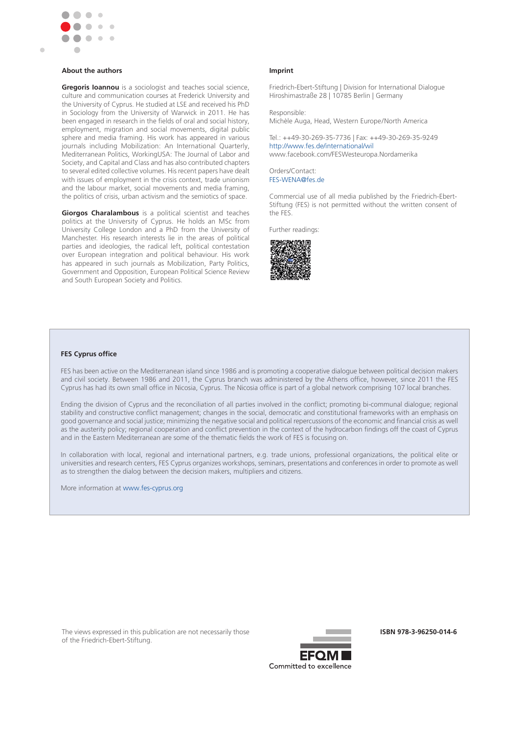### About the authors

**Gregoris Ioannou** is a sociologist and teaches social science, culture and communication courses at Frederick University and the University of Cyprus. He studied at LSE and received his PhD in Sociology from the University of Warwick in 2011. He has been engaged in research in the fields of oral and social history, employment, migration and social movements, digital public sphere and media framing. His work has appeared in various journals including Mobilization: An International Quarterly, Mediterranean Politics, WorkingUSA: The Journal of Labor and Society, and Capital and Class and has also contributed chapters to several edited collective volumes. His recent papers have dealt with issues of employment in the crisis context, trade unionism and the labour market, social movements and media framing, the politics of crisis, urban activism and the semiotics of space.

**Giorgos Charalambous** is a political scientist and teaches politics at the University of Cyprus. He holds an MSc from University College London and a PhD from the University of Manchester. His research interests lie in the areas of political parties and ideologies, the radical left, political contestation over European integration and political behaviour. His work has appeared in such journals as Mobilization, Party Politics, Government and Opposition, European Political Science Review and South European Society and Politics.

### Imprint

Friedrich-Ebert-Stiftung | Division for International Dialogue
Hiroshimastraße 28 | 10785 Berlin | Germany

Responsible:
Michèle Auga, Head, Western Europe/North America

Tel.: ++49-30-269-35-7736 | Fax: ++49-30-269-35-9249
http://www.fes.de/international/wil
www.facebook.com/FESWesteuropa.Nordamerika

Orders/Contact:
FES-WENA@fes.de

Commercial use of all media published by the Friedrich-Ebert-Stiftung (FES) is not permitted without the written consent of the FES.

Further readings:

### FES Cyprus office

FES has been active on the Mediterranean island since 1986 and is promoting a cooperative dialogue between political decision makers and civil society. Between 1986 and 2011, the Cyprus branch was administered by the Athens office, however, since 2011 the FES Cyprus has had its own small office in Nicosia, Cyprus. The Nicosia office is part of a global network comprising 107 local branches.

Ending the division of Cyprus and the reconciliation of all parties involved in the conflict; promoting bi-communal dialogue; regional stability and constructive conflict management; changes in the social, democratic and constitutional frameworks with an emphasis on good governance and social justice; minimizing the negative social and political repercussions of the economic and financial crisis as well as the austerity policy; regional cooperation and conflict prevention in the context of the hydrocarbon findings off the coast of Cyprus and in the Eastern Mediterranean are some of the thematic fields the work of FES is focusing on.

In collaboration with local, regional and international partners, e.g. trade unions, professional organizations, the political elite or universities and research centers, FES Cyprus organizes workshops, seminars, presentations and conferences in order to promote as well as to strengthen the dialog between the decision makers, multipliers and citizens.

More information at www.fes-cyprus.org

The views expressed in this publication are not necessarily those of the Friedrich-Ebert-Stiftung.

EFQM
Committed to excellence

**ISBN 978-3-96250-014-6**